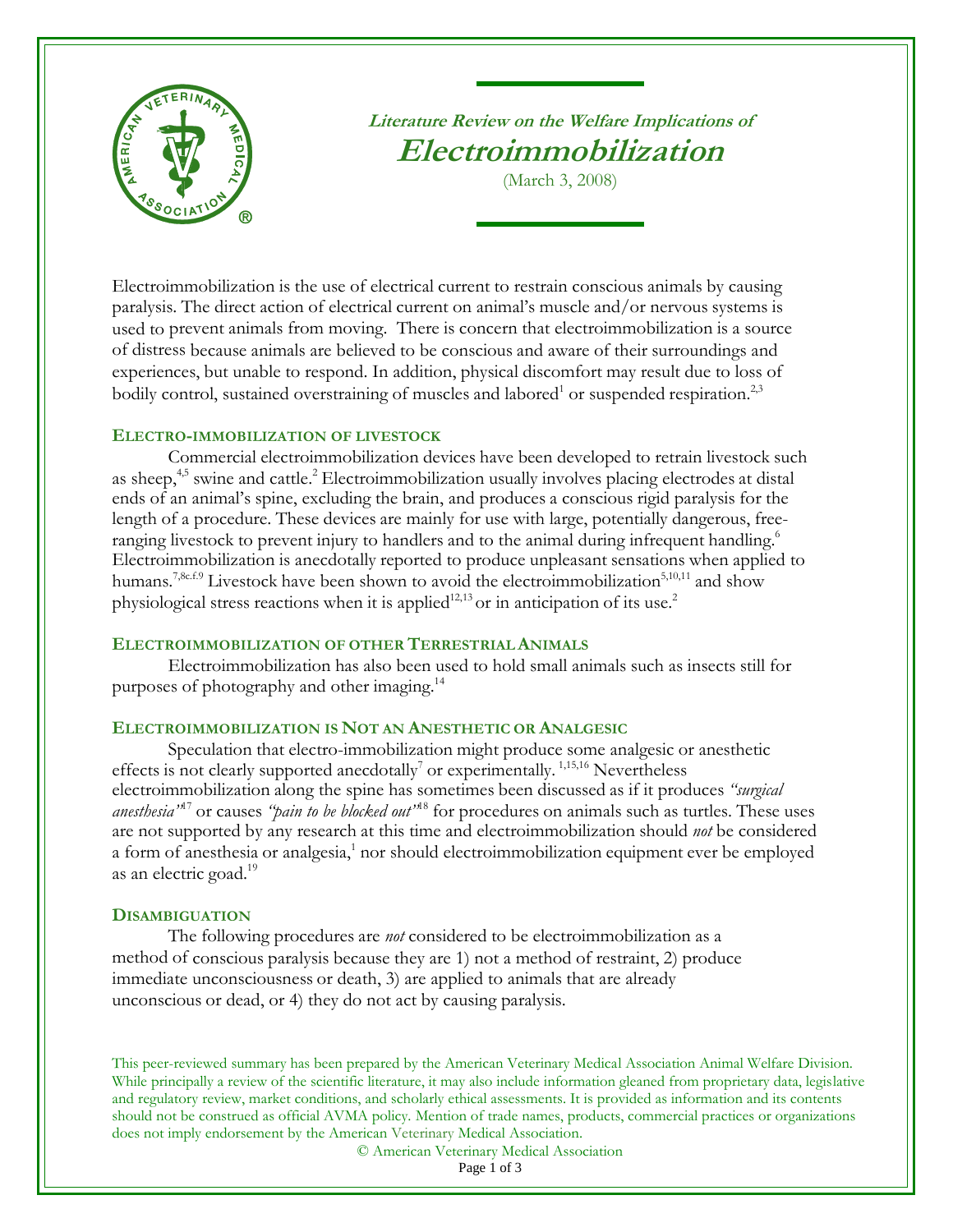# Literature Review on the Welfare Implications of Electroimmobilization

(March 3, 2008)

Electroimmobilization is the use of electrical current to restrain conscious animals by causing paralysis. The direct action of electrical current on animal's muscle and/or nervous systems is used to prevent animals from moving. There is concern that electroimmobilization is a source of distress because animals are believed to be conscious and aware of their surroundings and experiences, but unable to respond. In addition, physical discomfort may result due to loss of bodily control, sustained overstraining of muscles and labored[1] or suspended respiration.[2,3]

## ELECTRO-IMMOBILIZATION OF LIVESTOCK

Commercial electroimmobilization devices have been developed to retrain livestock such as sheep,[4,5] swine and cattle.[2] Electroimmobilization usually involves placing electrodes at distal ends of an animal's spine, excluding the brain, and produces a conscious rigid paralysis for the length of a procedure. These devices are mainly for use with large, potentially dangerous, free-ranging livestock to prevent injury to handlers and to the animal during infrequent handling.[6] Electroimmobilization is anecdotally reported to produce unpleasant sensations when applied to humans.[7,8c.f.9] Livestock have been shown to avoid the electroimmobilization[5,10,11] and show physiological stress reactions when it is applied[12,13] or in anticipation of its use.[2]

## ELECTROIMMOBILIZATION OF OTHER TERRESTRIAL ANIMALS

Electroimmobilization has also been used to hold small animals such as insects still for purposes of photography and other imaging.[14]

## ELECTROIMMOBILIZATION IS NOT AN ANESTHETIC OR ANALGESIC

Speculation that electro-immobilization might produce some analgesic or anesthetic effects is not clearly supported anecdotally[7] or experimentally.[1,15,16] Nevertheless electroimmobilization along the spine has sometimes been discussed as if it produces *"surgical anesthesia"*[17] or causes *"pain to be blocked out"*[18] for procedures on animals such as turtles. These uses are not supported by any research at this time and electroimmobilization should *not* be considered a form of anesthesia or analgesia,[1] nor should electroimmobilization equipment ever be employed as an electric goad.[19]

## DISAMBIGUATION

The following procedures are *not* considered to be electroimmobilization as a method of conscious paralysis because they are 1) not a method of restraint, 2) produce immediate unconsciousness or death, 3) are applied to animals that are already unconscious or dead, or 4) they do not act by causing paralysis.

This peer-reviewed summary has been prepared by the American Veterinary Medical Association Animal Welfare Division. While principally a review of the scientific literature, it may also include information gleaned from proprietary data, legislative and regulatory review, market conditions, and scholarly ethical assessments. It is provided as information and its contents should not be construed as official AVMA policy. Mention of trade names, products, commercial practices or organizations does not imply endorsement by the American Veterinary Medical Association.

© American Veterinary Medical Association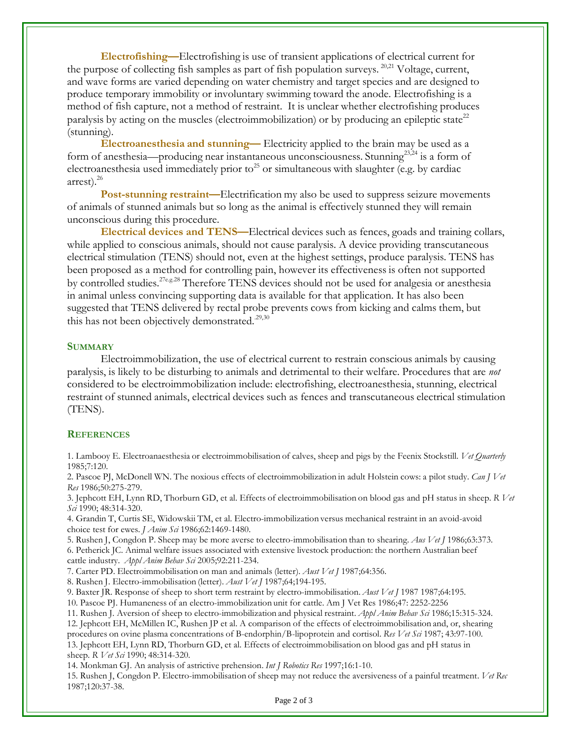**Electrofishing—**Electrofishing is use of transient applications of electrical current for the purpose of collecting fish samples as part of fish population surveys. [20,21] Voltage, current, and wave forms are varied depending on water chemistry and target species and are designed to produce temporary immobility or involuntary swimming toward the anode. Electrofishing is a method of fish capture, not a method of restraint. It is unclear whether electrofishing produces paralysis by acting on the muscles (electroimmobilization) or by producing an epileptic state[22] (stunning).

**Electroanesthesia and stunning—** Electricity applied to the brain may be used as a form of anesthesia—producing near instantaneous unconsciousness. Stunning[23,24] is a form of electroanesthesia used immediately prior to[25] or simultaneous with slaughter (e.g. by cardiac arrest).[26]

**Post-stunning restraint—**Electrification my also be used to suppress seizure movements of animals of stunned animals but so long as the animal is effectively stunned they will remain unconscious during this procedure.

**Electrical devices and TENS—**Electrical devices such as fences, goads and training collars, while applied to conscious animals, should not cause paralysis. A device providing transcutaneous electrical stimulation (TENS) should not, even at the highest settings, produce paralysis. TENS has been proposed as a method for controlling pain, however its effectiveness is often not supported by controlled studies.[27e.g.28] Therefore TENS devices should not be used for analgesia or anesthesia in animal unless convincing supporting data is available for that application. It has also been suggested that TENS delivered by rectal probe prevents cows from kicking and calms them, but this has not been objectively demonstrated.[29,30]

## Summary

Electroimmobilization, the use of electrical current to restrain conscious animals by causing paralysis, is likely to be disturbing to animals and detrimental to their welfare. Procedures that are *not* considered to be electroimmobilization include: electrofishing, electroanesthesia, stunning, electrical restraint of stunned animals, electrical devices such as fences and transcutaneous electrical stimulation (TENS).

## References

1. Lambooy E. Electroanaesthesia or electroimmobilisation of calves, sheep and pigs by the Feenix Stockstill. *Vet Quarterly* 1985;7:120.
2. Pascoe PJ, McDonell WN. The noxious effects of electroimmobilization in adult Holstein cows: a pilot study. *Can J Vet Res* 1986;50:275-279.
3. Jephcott EH, Lynn RD, Thorburn GD, et al. Effects of electroimmobilisation on blood gas and pH status in sheep. *R Vet Sci* 1990; 48:314-320.
4. Grandin T, Curtis SE, Widowskii TM, et al. Electro-immobilization versus mechanical restraint in an avoid-avoid choice test for ewes. *J Anim Sci* 1986;62:1469-1480.
5. Rushen J, Congdon P. Sheep may be more averse to electro-immobilisation than to shearing. *Aus Vet J* 1986;63:373.
6. Petherick JC. Animal welfare issues associated with extensive livestock production: the northern Australian beef cattle industry. *Appl Anim Behav Sci* 2005;92:211-234.
7. Carter PD. Electroimmobilisation on man and animals (letter). *Aust Vet J* 1987;64:356.
8. Rushen J. Electro-immobilisation (letter). *Aust Vet J* 1987;64;194-195.
9. Baxter JR. Response of sheep to short term restraint by electro-immobilisation. *Aust Vet J* 1987 1987;64:195.
10. Pascoe PJ. Humaneness of an electro-immobilization unit for cattle. Am J Vet Res 1986;47: 2252-2256
11. Rushen J. Aversion of sheep to electro-immobilization and physical restraint. *Appl Anim Behav Sci* 1986;15:315-324.
12. Jephcott EH, McMillen IC, Rushen JP et al. A comparison of the effects of electroimmobilisation and, or, shearing procedures on ovine plasma concentrations of B-endorphin/B-lipoprotein and cortisol. *Res Vet Sci* 1987; 43:97-100.
13. Jephcott EH, Lynn RD, Thorburn GD, et al. Effects of electroimmobilisation on blood gas and pH status in sheep. *R Vet Sci* 1990; 48:314-320.
14. Monkman GJ. An analysis of astrictive prehension. *Int J Robotics Res* 1997;16:1-10.
15. Rushen J, Congdon P. Electro-immobilisation of sheep may not reduce the aversiveness of a painful treatment. *Vet Rec* 1987;120:37-38.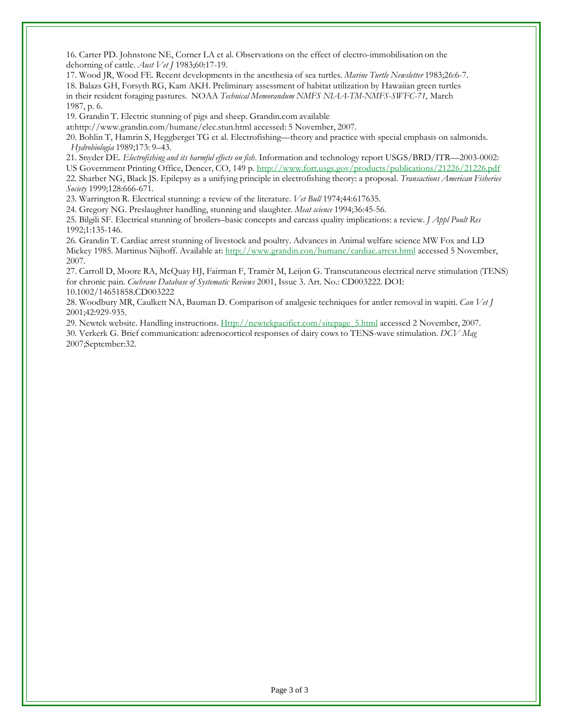16. Carter PD. Johnstone NE, Corner LA et al. Observations on the effect of electro-immobilisation on the dehorning of cattle. *Aust Vet J* 1983;60:17-19.

17. Wood JR, Wood FE. Recent developments in the anesthesia of sea turtles. *Marine Turtle Newsletter* 1983;26:6-7.

18. Balazs GH, Forsyth RG, Kam AKH. Preliminary assessment of habitat utilization by Hawaiian green turtles in their resident foraging pastures. NOAA *Technical Memorandum NMFS NIAA-TM-NMFS-SWFC-71*, March 1987, p. 6.

19. Grandin T. Electric stunning of pigs and sheep. Grandin.com available at:http://www.grandin.com/humane/elec.stun.html accessed: 5 November, 2007.

20. Bohlin T, Hamrin S, Heggberget TG et al. Electrofishing—theory and practice with special emphasis on salmonids. *Hydrobiologia* 1989;173: 9–43.

21. Snyder DE. *Electrofishing and its harmful effects on fish*. Information and technology report USGS/BRD/ITR—2003-0002: US Government Printing Office, Dencer, CO, 149 p. http://www.fort.usgs.gov/products/publications/21226/21226.pdf

22. Sharber NG, Black JS. Epilepsy as a unifying principle in electrofishing theory: a proposal. *Transactions American Fisheries Society* 1999;128:666-671.

23. Warrington R. Electrical stunning: a review of the literature. *Vet Bull* 1974;44:617635.

24. Gregory NG. Preslaughter handling, stunning and slaughter. *Meat science* 1994;36:45-56.

25. Bilgili SF. Electrical stunning of broilers–basic concepts and carcass quality implications: a review. *J Appl Poult Res* 1992;1:135-146.

26. Grandin T. Cardiac arrest stunning of livestock and poultry. Advances in Animal welfare science MW Fox and LD Mickey 1985. Martinus Nijhoff. Available at: http://www.grandin.con/humane/cardiac.arrest.html accessed 5 November, 2007.

27. Carroll D, Moore RA, McQuay HJ, Fairman F, Tramèr M, Leijon G. Transcutaneous electrical nerve stimulation (TENS) for chronic pain. *Cochrane Database of Systematic Reviews* 2001, Issue 3. Art. No.: CD003222. DOI: 10.1002/14651858.CD003222

28. Woodbury MR, Caulkett NA, Bauman D. Comparison of analgesic techniques for antler removal in wapiti. *Can Vet J* 2001;42:929-935.

29. Newtek website. Handling instructions. Http://newtekpacifier.com/sitepage_5.html accessed 2 November, 2007.

30. Verkerk G. Brief communication: adrenocorticol responses of dairy cows to TENS-wave stimulation. *DCV Mag* 2007;September:32.